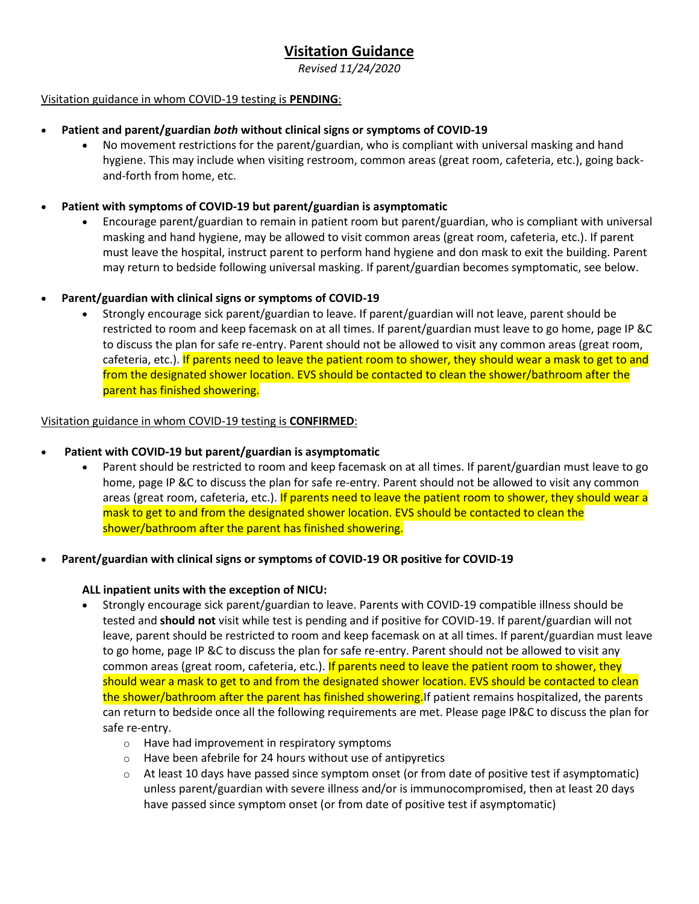# Visitation Guidance

*Revised 11/24/2020*

Visitation guidance in whom COVID-19 testing is **PENDING**:

- **Patient and parent/guardian *both* without clinical signs or symptoms of COVID-19**
  - No movement restrictions for the parent/guardian, who is compliant with universal masking and hand hygiene. This may include when visiting restroom, common areas (great room, cafeteria, etc.), going back-and-forth from home, etc.

- **Patient with symptoms of COVID-19 but parent/guardian is asymptomatic**
  - Encourage parent/guardian to remain in patient room but parent/guardian, who is compliant with universal masking and hand hygiene, may be allowed to visit common areas (great room, cafeteria, etc.). If parent must leave the hospital, instruct parent to perform hand hygiene and don mask to exit the building. Parent may return to bedside following universal masking. If parent/guardian becomes symptomatic, see below.

- **Parent/guardian with clinical signs or symptoms of COVID-19**
  - Strongly encourage sick parent/guardian to leave. If parent/guardian will not leave, parent should be restricted to room and keep facemask on at all times. If parent/guardian must leave to go home, page IP &C to discuss the plan for safe re-entry. Parent should not be allowed to visit any common areas (great room, cafeteria, etc.). If parents need to leave the patient room to shower, they should wear a mask to get to and from the designated shower location. EVS should be contacted to clean the shower/bathroom after the parent has finished showering.

Visitation guidance in whom COVID-19 testing is **CONFIRMED**:

- **Patient with COVID-19 but parent/guardian is asymptomatic**
  - Parent should be restricted to room and keep facemask on at all times. If parent/guardian must leave to go home, page IP &C to discuss the plan for safe re-entry. Parent should not be allowed to visit any common areas (great room, cafeteria, etc.). If parents need to leave the patient room to shower, they should wear a mask to get to and from the designated shower location. EVS should be contacted to clean the shower/bathroom after the parent has finished showering.

- **Parent/guardian with clinical signs or symptoms of COVID-19 OR positive for COVID-19**

  **ALL inpatient units with the exception of NICU:**

  - Strongly encourage sick parent/guardian to leave. Parents with COVID-19 compatible illness should be tested and **should not** visit while test is pending and if positive for COVID-19. If parent/guardian will not leave, parent should be restricted to room and keep facemask on at all times. If parent/guardian must leave to go home, page IP &C to discuss the plan for safe re-entry. Parent should not be allowed to visit any common areas (great room, cafeteria, etc.). If parents need to leave the patient room to shower, they should wear a mask to get to and from the designated shower location. EVS should be contacted to clean the shower/bathroom after the parent has finished showering.If patient remains hospitalized, the parents can return to bedside once all the following requirements are met. Please page IP&C to discuss the plan for safe re-entry.
    - Have had improvement in respiratory symptoms
    - Have been afebrile for 24 hours without use of antipyretics
    - At least 10 days have passed since symptom onset (or from date of positive test if asymptomatic) unless parent/guardian with severe illness and/or is immunocompromised, then at least 20 days have passed since symptom onset (or from date of positive test if asymptomatic)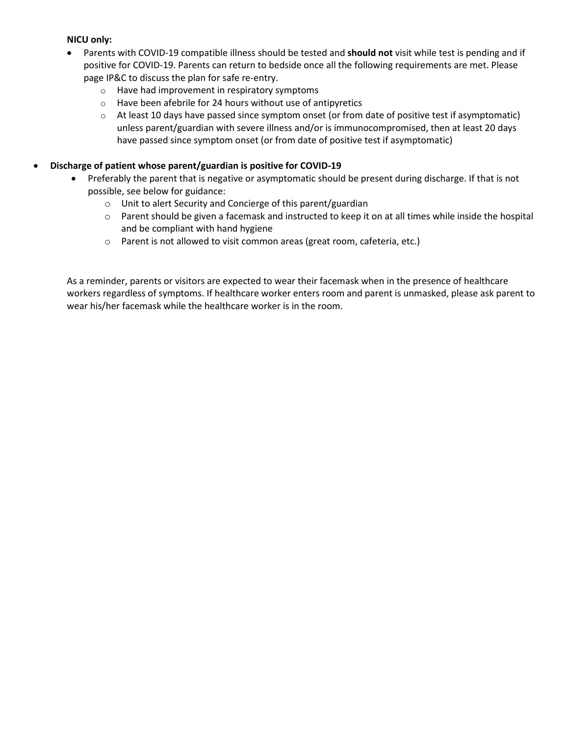**NICU only:**

- Parents with COVID-19 compatible illness should be tested and **should not** visit while test is pending and if positive for COVID-19. Parents can return to bedside once all the following requirements are met. Please page IP&C to discuss the plan for safe re-entry.
  - Have had improvement in respiratory symptoms
  - Have been afebrile for 24 hours without use of antipyretics
  - At least 10 days have passed since symptom onset (or from date of positive test if asymptomatic) unless parent/guardian with severe illness and/or is immunocompromised, then at least 20 days have passed since symptom onset (or from date of positive test if asymptomatic)

- **Discharge of patient whose parent/guardian is positive for COVID-19**
  - Preferably the parent that is negative or asymptomatic should be present during discharge. If that is not possible, see below for guidance:
    - Unit to alert Security and Concierge of this parent/guardian
    - Parent should be given a facemask and instructed to keep it on at all times while inside the hospital and be compliant with hand hygiene
    - Parent is not allowed to visit common areas (great room, cafeteria, etc.)

As a reminder, parents or visitors are expected to wear their facemask when in the presence of healthcare workers regardless of symptoms. If healthcare worker enters room and parent is unmasked, please ask parent to wear his/her facemask while the healthcare worker is in the room.